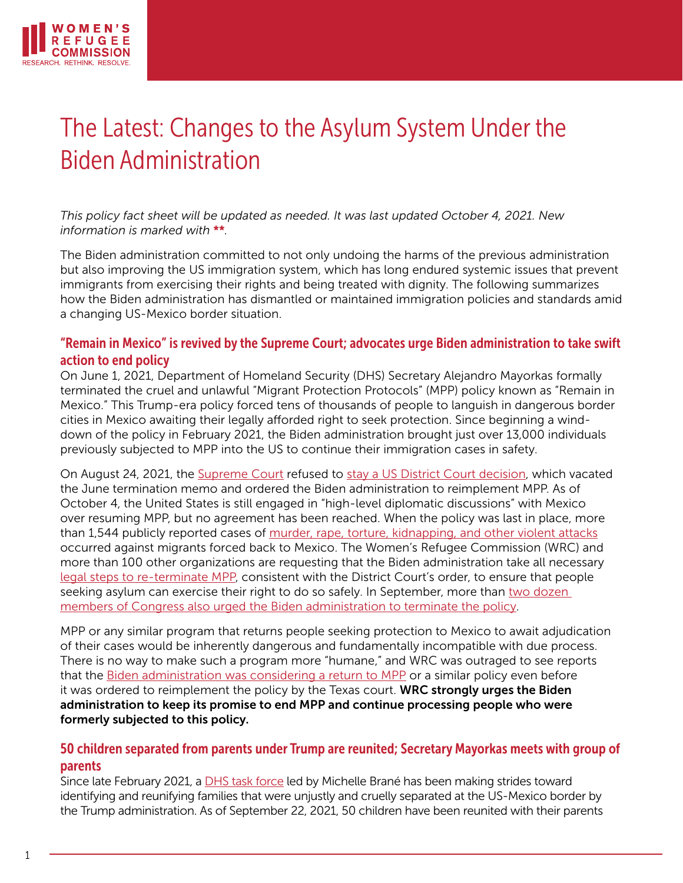# The Latest: Changes to the Asylum System Under the Biden Administration

*This policy fact sheet will be updated as needed. It was last updated October 4, 2021. New information is marked with* **.

The Biden administration committed to not only undoing the harms of the previous administration but also improving the US immigration system, which has long endured systemic issues that prevent immigrants from exercising their rights and being treated with dignity. The following summarizes how the Biden administration has dismantled or maintained immigration policies and standards amid a changing US-Mexico border situation.

## "Remain in Mexico" is revived by the Supreme Court; advocates urge Biden administration to take swift action to end policy

On June 1, 2021, Department of Homeland Security (DHS) Secretary Alejandro Mayorkas formally terminated the cruel and unlawful "Migrant Protection Protocols" (MPP) policy known as "Remain in Mexico." This Trump-era policy forced tens of thousands of people to languish in dangerous border cities in Mexico awaiting their legally afforded right to seek protection. Since beginning a wind-down of the policy in February 2021, the Biden administration brought just over 13,000 individuals previously subjected to MPP into the US to continue their immigration cases in safety.

On August 24, 2021, the Supreme Court refused to stay a US District Court decision, which vacated the June termination memo and ordered the Biden administration to reimplement MPP. As of October 4, the United States is still engaged in "high-level diplomatic discussions" with Mexico over resuming MPP, but no agreement has been reached. When the policy was last in place, more than 1,544 publicly reported cases of murder, rape, torture, kidnapping, and other violent attacks occurred against migrants forced back to Mexico. The Women's Refugee Commission (WRC) and more than 100 other organizations are requesting that the Biden administration take all necessary legal steps to re-terminate MPP, consistent with the District Court's order, to ensure that people seeking asylum can exercise their right to do so safely. In September, more than two dozen members of Congress also urged the Biden administration to terminate the policy.

MPP or any similar program that returns people seeking protection to Mexico to await adjudication of their cases would be inherently dangerous and fundamentally incompatible with due process. There is no way to make such a program more "humane," and WRC was outraged to see reports that the Biden administration was considering a return to MPP or a similar policy even before it was ordered to reimplement the policy by the Texas court. **WRC strongly urges the Biden administration to keep its promise to end MPP and continue processing people who were formerly subjected to this policy.**

## 50 children separated from parents under Trump are reunited; Secretary Mayorkas meets with group of parents

Since late February 2021, a DHS task force led by Michelle Brané has been making strides toward identifying and reunifying families that were unjustly and cruelly separated at the US-Mexico border by the Trump administration. As of September 22, 2021, 50 children have been reunited with their parents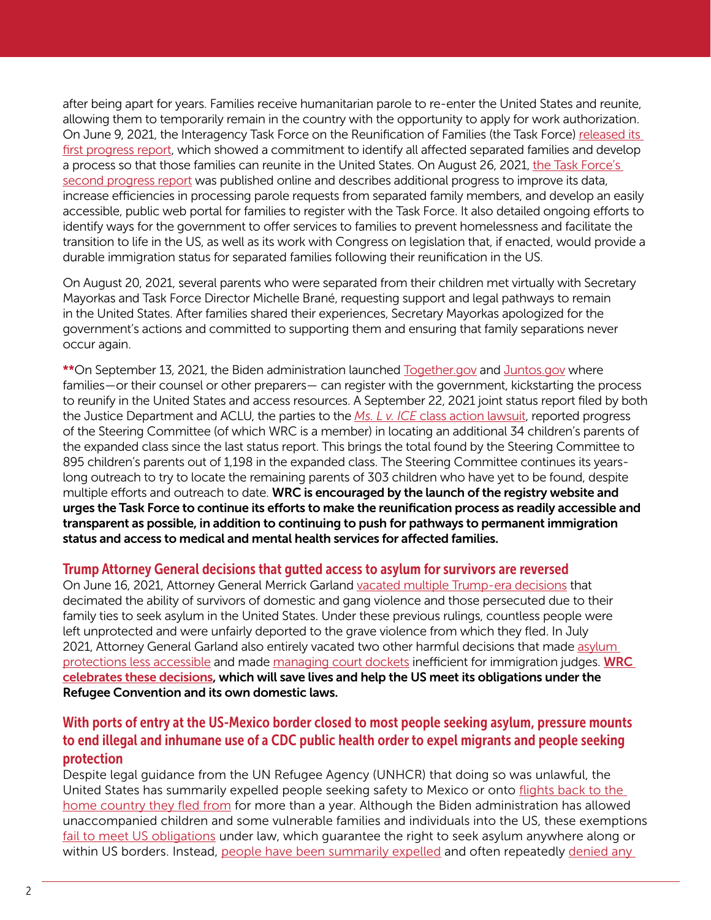after being apart for years. Families receive humanitarian parole to re-enter the United States and reunite, allowing them to temporarily remain in the country with the opportunity to apply for work authorization. On June 9, 2021, the Interagency Task Force on the Reunification of Families (the Task Force) released its first progress report, which showed a commitment to identify all affected separated families and develop a process so that those families can reunite in the United States. On August 26, 2021, the Task Force's second progress report was published online and describes additional progress to improve its data, increase efficiencies in processing parole requests from separated family members, and develop an easily accessible, public web portal for families to register with the Task Force. It also detailed ongoing efforts to identify ways for the government to offer services to families to prevent homelessness and facilitate the transition to life in the US, as well as its work with Congress on legislation that, if enacted, would provide a durable immigration status for separated families following their reunification in the US.

On August 20, 2021, several parents who were separated from their children met virtually with Secretary Mayorkas and Task Force Director Michelle Brané, requesting support and legal pathways to remain in the United States. After families shared their experiences, Secretary Mayorkas apologized for the government's actions and committed to supporting them and ensuring that family separations never occur again.

**On September 13, 2021, the Biden administration launched Together.gov and Juntos.gov where families—or their counsel or other preparers— can register with the government, kickstarting the process to reunify in the United States and access resources. A September 22, 2021 joint status report filed by both the Justice Department and ACLU, the parties to the *Ms. L v. ICE* class action lawsuit, reported progress of the Steering Committee (of which WRC is a member) in locating an additional 34 children's parents of the expanded class since the last status report. This brings the total found by the Steering Committee to 895 children's parents out of 1,198 in the expanded class. The Steering Committee continues its years-long outreach to try to locate the remaining parents of 303 children who have yet to be found, despite multiple efforts and outreach to date. **WRC is encouraged by the launch of the registry website and urges the Task Force to continue its efforts to make the reunification process as readily accessible and transparent as possible, in addition to continuing to push for pathways to permanent immigration status and access to medical and mental health services for affected families.**

## Trump Attorney General decisions that gutted access to asylum for survivors are reversed

On June 16, 2021, Attorney General Merrick Garland vacated multiple Trump-era decisions that decimated the ability of survivors of domestic and gang violence and those persecuted due to their family ties to seek asylum in the United States. Under these previous rulings, countless people were left unprotected and were unfairly deported to the grave violence from which they fled. In July 2021, Attorney General Garland also entirely vacated two other harmful decisions that made asylum protections less accessible and made managing court dockets inefficient for immigration judges. **WRC celebrates these decisions, which will save lives and help the US meet its obligations under the Refugee Convention and its own domestic laws.**

## With ports of entry at the US-Mexico border closed to most people seeking asylum, pressure mounts to end illegal and inhumane use of a CDC public health order to expel migrants and people seeking protection

Despite legal guidance from the UN Refugee Agency (UNHCR) that doing so was unlawful, the United States has summarily expelled people seeking safety to Mexico or onto flights back to the home country they fled from for more than a year. Although the Biden administration has allowed unaccompanied children and some vulnerable families and individuals into the US, these exemptions fail to meet US obligations under law, which guarantee the right to seek asylum anywhere along or within US borders. Instead, people have been summarily expelled and often repeatedly denied any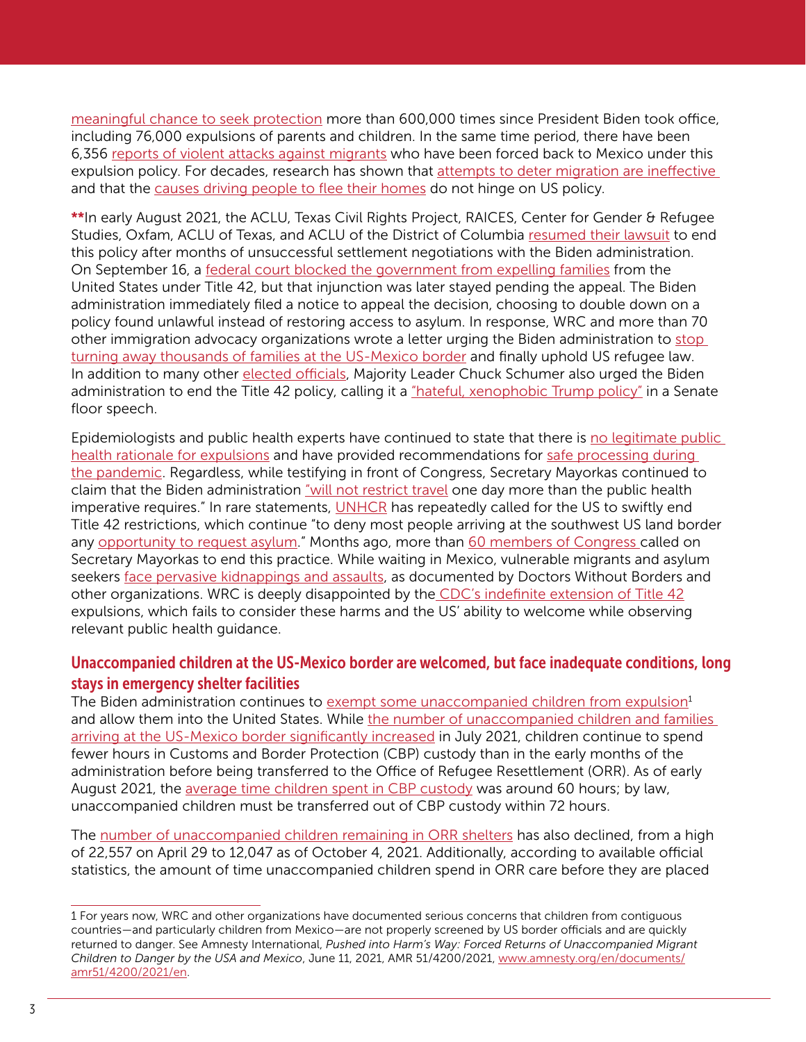meaningful chance to seek protection more than 600,000 times since President Biden took office, including 76,000 expulsions of parents and children. In the same time period, there have been 6,356 reports of violent attacks against migrants who have been forced back to Mexico under this expulsion policy. For decades, research has shown that attempts to deter migration are ineffective and that the causes driving people to flee their homes do not hinge on US policy.

**In early August 2021, the ACLU, Texas Civil Rights Project, RAICES, Center for Gender & Refugee Studies, Oxfam, ACLU of Texas, and ACLU of the District of Columbia resumed their lawsuit to end this policy after months of unsuccessful settlement negotiations with the Biden administration. On September 16, a federal court blocked the government from expelling families from the United States under Title 42, but that injunction was later stayed pending the appeal. The Biden administration immediately filed a notice to appeal the decision, choosing to double down on a policy found unlawful instead of restoring access to asylum. In response, WRC and more than 70 other immigration advocacy organizations wrote a letter urging the Biden administration to stop turning away thousands of families at the US-Mexico border and finally uphold US refugee law. In addition to many other elected officials, Majority Leader Chuck Schumer also urged the Biden administration to end the Title 42 policy, calling it a "hateful, xenophobic Trump policy" in a Senate floor speech.

Epidemiologists and public health experts have continued to state that there is no legitimate public health rationale for expulsions and have provided recommendations for safe processing during the pandemic. Regardless, while testifying in front of Congress, Secretary Mayorkas continued to claim that the Biden administration "will not restrict travel one day more than the public health imperative requires." In rare statements, UNHCR has repeatedly called for the US to swiftly end Title 42 restrictions, which continue "to deny most people arriving at the southwest US land border any opportunity to request asylum." Months ago, more than 60 members of Congress called on Secretary Mayorkas to end this practice. While waiting in Mexico, vulnerable migrants and asylum seekers face pervasive kidnappings and assaults, as documented by Doctors Without Borders and other organizations. WRC is deeply disappointed by the CDC's indefinite extension of Title 42 expulsions, which fails to consider these harms and the US' ability to welcome while observing relevant public health guidance.

### Unaccompanied children at the US-Mexico border are welcomed, but face inadequate conditions, long stays in emergency shelter facilities

The Biden administration continues to exempt some unaccompanied children from expulsion[1] and allow them into the United States. While the number of unaccompanied children and families arriving at the US-Mexico border significantly increased in July 2021, children continue to spend fewer hours in Customs and Border Protection (CBP) custody than in the early months of the administration before being transferred to the Office of Refugee Resettlement (ORR). As of early August 2021, the average time children spent in CBP custody was around 60 hours; by law, unaccompanied children must be transferred out of CBP custody within 72 hours.

The number of unaccompanied children remaining in ORR shelters has also declined, from a high of 22,557 on April 29 to 12,047 as of October 4, 2021. Additionally, according to available official statistics, the amount of time unaccompanied children spend in ORR care before they are placed

---

1 For years now, WRC and other organizations have documented serious concerns that children from contiguous countries—and particularly children from Mexico—are not properly screened by US border officials and are quickly returned to danger. See Amnesty International, *Pushed into Harm's Way: Forced Returns of Unaccompanied Migrant Children to Danger by the USA and Mexico*, June 11, 2021, AMR 51/4200/2021, www.amnesty.org/en/documents/amr51/4200/2021/en.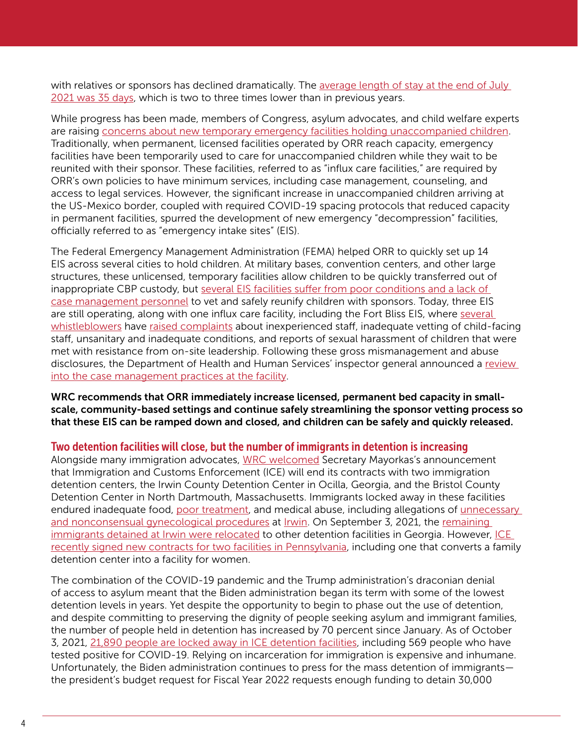with relatives or sponsors has declined dramatically. The average length of stay at the end of July 2021 was 35 days, which is two to three times lower than in previous years.

While progress has been made, members of Congress, asylum advocates, and child welfare experts are raising concerns about new temporary emergency facilities holding unaccompanied children. Traditionally, when permanent, licensed facilities operated by ORR reach capacity, emergency facilities have been temporarily used to care for unaccompanied children while they wait to be reunited with their sponsor. These facilities, referred to as "influx care facilities," are required by ORR's own policies to have minimum services, including case management, counseling, and access to legal services. However, the significant increase in unaccompanied children arriving at the US-Mexico border, coupled with required COVID-19 spacing protocols that reduced capacity in permanent facilities, spurred the development of new emergency "decompression" facilities, officially referred to as "emergency intake sites" (EIS).

The Federal Emergency Management Administration (FEMA) helped ORR to quickly set up 14 EIS across several cities to hold children. At military bases, convention centers, and other large structures, these unlicensed, temporary facilities allow children to be quickly transferred out of inappropriate CBP custody, but several EIS facilities suffer from poor conditions and a lack of case management personnel to vet and safely reunify children with sponsors. Today, three EIS are still operating, along with one influx care facility, including the Fort Bliss EIS, where several whistleblowers have raised complaints about inexperienced staff, inadequate vetting of child-facing staff, unsanitary and inadequate conditions, and reports of sexual harassment of children that were met with resistance from on-site leadership. Following these gross mismanagement and abuse disclosures, the Department of Health and Human Services' inspector general announced a review into the case management practices at the facility.

**WRC recommends that ORR immediately increase licensed, permanent bed capacity in small-scale, community-based settings and continue safely streamlining the sponsor vetting process so that these EIS can be ramped down and closed, and children can be safely and quickly released.**

## Two detention facilities will close, but the number of immigrants in detention is increasing

Alongside many immigration advocates, WRC welcomed Secretary Mayorkas's announcement that Immigration and Customs Enforcement (ICE) will end its contracts with two immigration detention centers, the Irwin County Detention Center in Ocilla, Georgia, and the Bristol County Detention Center in North Dartmouth, Massachusetts. Immigrants locked away in these facilities endured inadequate food, poor treatment, and medical abuse, including allegations of unnecessary and nonconsensual gynecological procedures at Irwin. On September 3, 2021, the remaining immigrants detained at Irwin were relocated to other detention facilities in Georgia. However, ICE recently signed new contracts for two facilities in Pennsylvania, including one that converts a family detention center into a facility for women.

The combination of the COVID-19 pandemic and the Trump administration's draconian denial of access to asylum meant that the Biden administration began its term with some of the lowest detention levels in years. Yet despite the opportunity to begin to phase out the use of detention, and despite committing to preserving the dignity of people seeking asylum and immigrant families, the number of people held in detention has increased by 70 percent since January. As of October 3, 2021, 21,890 people are locked away in ICE detention facilities, including 569 people who have tested positive for COVID-19. Relying on incarceration for immigration is expensive and inhumane. Unfortunately, the Biden administration continues to press for the mass detention of immigrants—the president's budget request for Fiscal Year 2022 requests enough funding to detain 30,000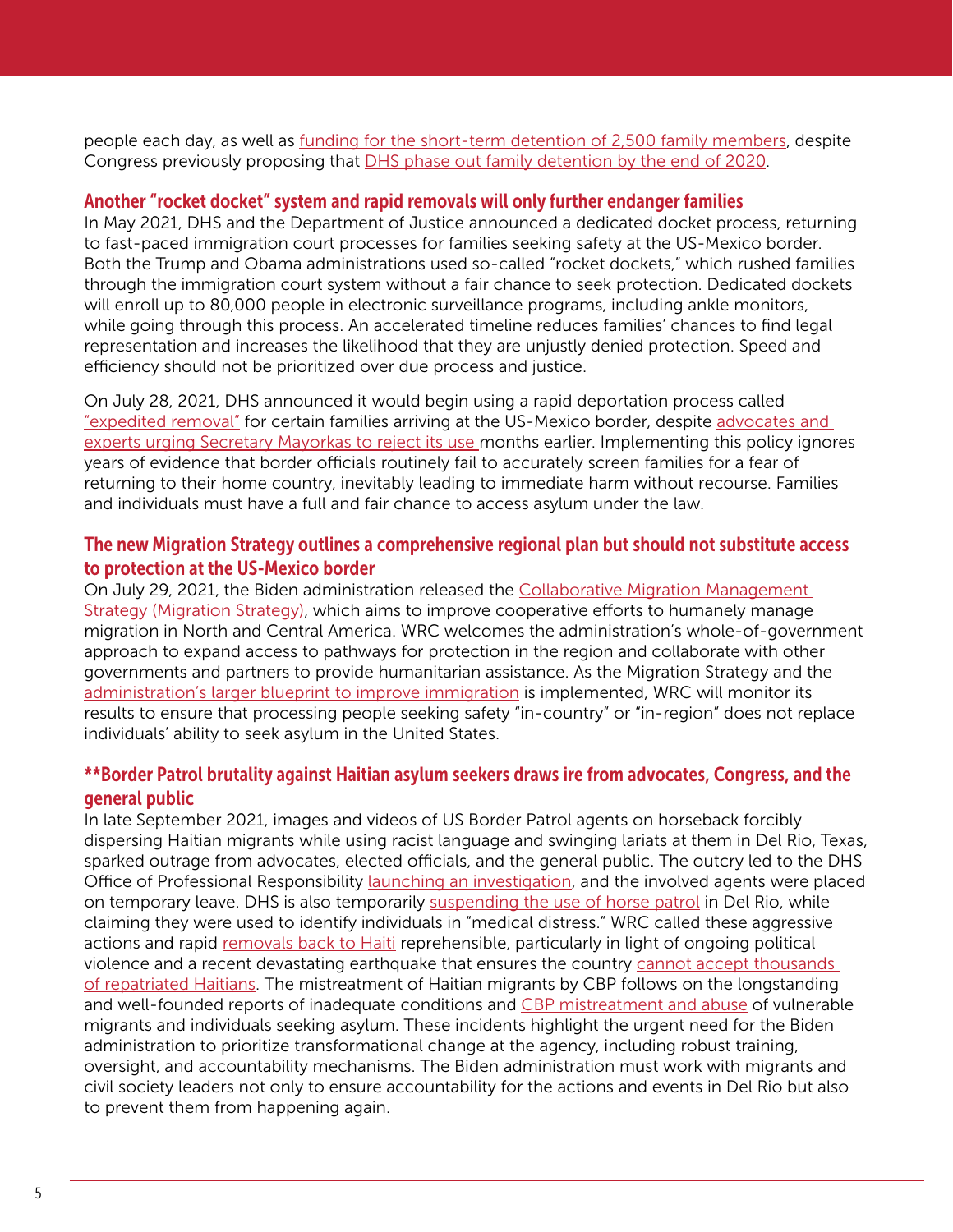people each day, as well as funding for the short-term detention of 2,500 family members, despite Congress previously proposing that DHS phase out family detention by the end of 2020.

## Another "rocket docket" system and rapid removals will only further endanger families

In May 2021, DHS and the Department of Justice announced a dedicated docket process, returning to fast-paced immigration court processes for families seeking safety at the US-Mexico border. Both the Trump and Obama administrations used so-called "rocket dockets," which rushed families through the immigration court system without a fair chance to seek protection. Dedicated dockets will enroll up to 80,000 people in electronic surveillance programs, including ankle monitors, while going through this process. An accelerated timeline reduces families' chances to find legal representation and increases the likelihood that they are unjustly denied protection. Speed and efficiency should not be prioritized over due process and justice.

On July 28, 2021, DHS announced it would begin using a rapid deportation process called "expedited removal" for certain families arriving at the US-Mexico border, despite advocates and experts urging Secretary Mayorkas to reject its use months earlier. Implementing this policy ignores years of evidence that border officials routinely fail to accurately screen families for a fear of returning to their home country, inevitably leading to immediate harm without recourse. Families and individuals must have a full and fair chance to access asylum under the law.

## The new Migration Strategy outlines a comprehensive regional plan but should not substitute access to protection at the US-Mexico border

On July 29, 2021, the Biden administration released the Collaborative Migration Management Strategy (Migration Strategy), which aims to improve cooperative efforts to humanely manage migration in North and Central America. WRC welcomes the administration's whole-of-government approach to expand access to pathways for protection in the region and collaborate with other governments and partners to provide humanitarian assistance. As the Migration Strategy and the administration's larger blueprint to improve immigration is implemented, WRC will monitor its results to ensure that processing people seeking safety "in-country" or "in-region" does not replace individuals' ability to seek asylum in the United States.

## **Border Patrol brutality against Haitian asylum seekers draws ire from advocates, Congress, and the general public

In late September 2021, images and videos of US Border Patrol agents on horseback forcibly dispersing Haitian migrants while using racist language and swinging lariats at them in Del Rio, Texas, sparked outrage from advocates, elected officials, and the general public. The outcry led to the DHS Office of Professional Responsibility launching an investigation, and the involved agents were placed on temporary leave. DHS is also temporarily suspending the use of horse patrol in Del Rio, while claiming they were used to identify individuals in "medical distress." WRC called these aggressive actions and rapid removals back to Haiti reprehensible, particularly in light of ongoing political violence and a recent devastating earthquake that ensures the country cannot accept thousands of repatriated Haitians. The mistreatment of Haitian migrants by CBP follows on the longstanding and well-founded reports of inadequate conditions and CBP mistreatment and abuse of vulnerable migrants and individuals seeking asylum. These incidents highlight the urgent need for the Biden administration to prioritize transformational change at the agency, including robust training, oversight, and accountability mechanisms. The Biden administration must work with migrants and civil society leaders not only to ensure accountability for the actions and events in Del Rio but also to prevent them from happening again.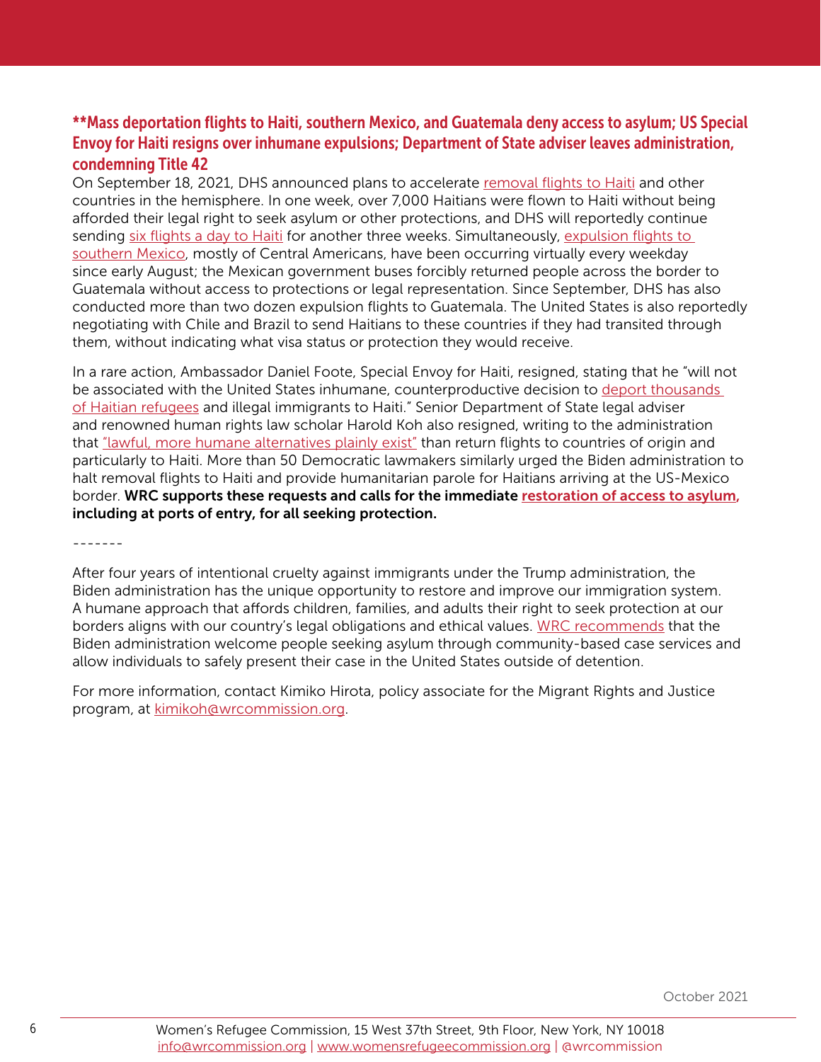**Mass deportation flights to Haiti, southern Mexico, and Guatemala deny access to asylum; US Special Envoy for Haiti resigns over inhumane expulsions; Department of State adviser leaves administration, condemning Title 42**

On September 18, 2021, DHS announced plans to accelerate removal flights to Haiti and other countries in the hemisphere. In one week, over 7,000 Haitians were flown to Haiti without being afforded their legal right to seek asylum or other protections, and DHS will reportedly continue sending six flights a day to Haiti for another three weeks. Simultaneously, expulsion flights to southern Mexico, mostly of Central Americans, have been occurring virtually every weekday since early August; the Mexican government buses forcibly returned people across the border to Guatemala without access to protections or legal representation. Since September, DHS has also conducted more than two dozen expulsion flights to Guatemala. The United States is also reportedly negotiating with Chile and Brazil to send Haitians to these countries if they had transited through them, without indicating what visa status or protection they would receive.

In a rare action, Ambassador Daniel Foote, Special Envoy for Haiti, resigned, stating that he "will not be associated with the United States inhumane, counterproductive decision to deport thousands of Haitian refugees and illegal immigrants to Haiti." Senior Department of State legal adviser and renowned human rights law scholar Harold Koh also resigned, writing to the administration that "lawful, more humane alternatives plainly exist" than return flights to countries of origin and particularly to Haiti. More than 50 Democratic lawmakers similarly urged the Biden administration to halt removal flights to Haiti and provide humanitarian parole for Haitians arriving at the US-Mexico border. **WRC supports these requests and calls for the immediate restoration of access to asylum, including at ports of entry, for all seeking protection.**

-------

After four years of intentional cruelty against immigrants under the Trump administration, the Biden administration has the unique opportunity to restore and improve our immigration system. A humane approach that affords children, families, and adults their right to seek protection at our borders aligns with our country's legal obligations and ethical values. WRC recommends that the Biden administration welcome people seeking asylum through community-based case services and allow individuals to safely present their case in the United States outside of detention.

For more information, contact Kimiko Hirota, policy associate for the Migrant Rights and Justice program, at kimikoh@wrcommission.org.

October 2021